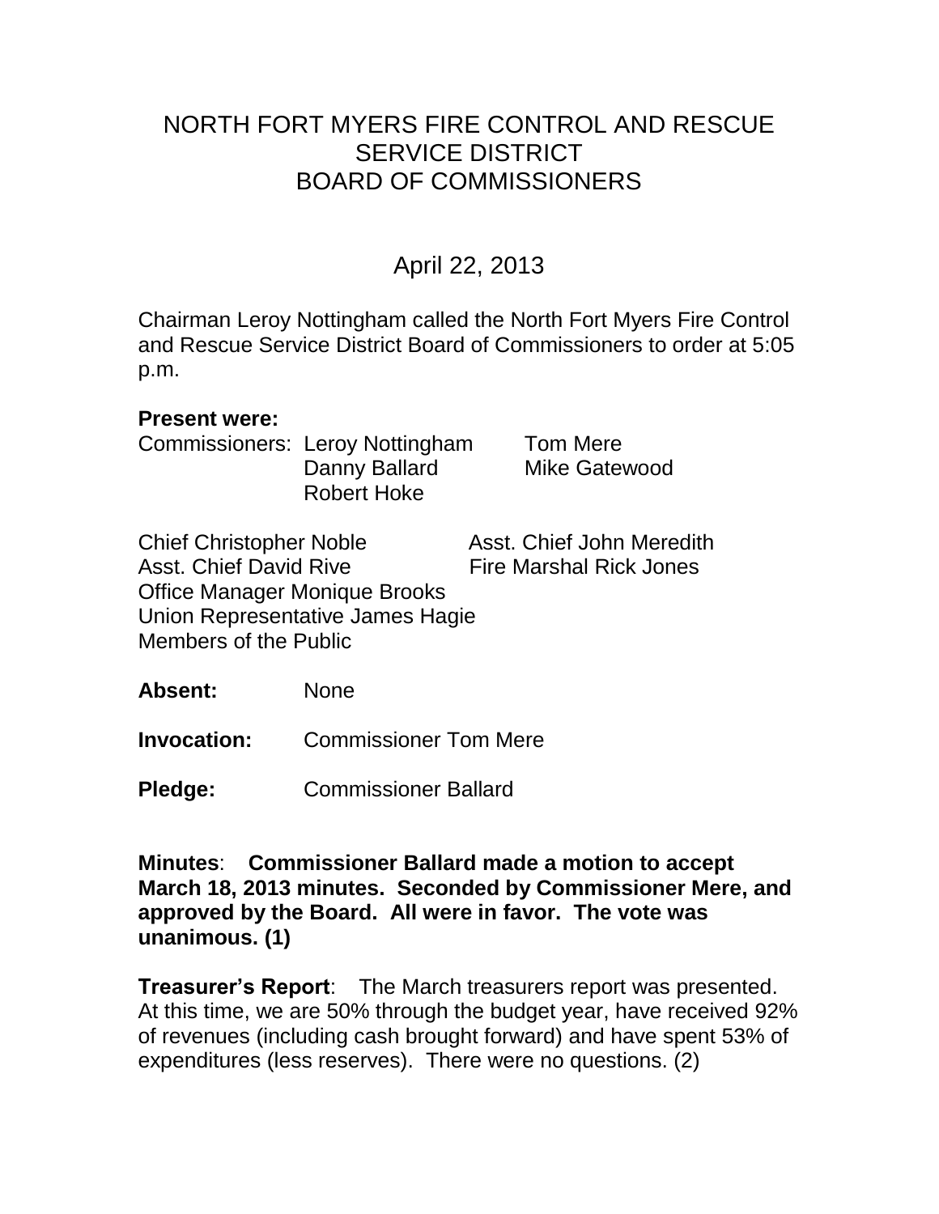# NORTH FORT MYERS FIRE CONTROL AND RESCUE SERVICE DISTRICT BOARD OF COMMISSIONERS

## April 22, 2013

Chairman Leroy Nottingham called the North Fort Myers Fire Control and Rescue Service District Board of Commissioners to order at 5:05 p.m.

**Present were:**

Commissioners: Leroy Nottingham, Tom Mere, Danny Ballard, Mike Gatewood, Robert Hoke

Chief Christopher Noble
Asst. Chief John Meredith
Asst. Chief David Rive
Fire Marshal Rick Jones
Office Manager Monique Brooks
Union Representative James Hagie
Members of the Public

**Absent:** None

**Invocation:** Commissioner Tom Mere

**Pledge:** Commissioner Ballard

**Minutes**: **Commissioner Ballard made a motion to accept March 18, 2013 minutes. Seconded by Commissioner Mere, and approved by the Board. All were in favor. The vote was unanimous. (1)**

**Treasurer's Report**: The March treasurers report was presented. At this time, we are 50% through the budget year, have received 92% of revenues (including cash brought forward) and have spent 53% of expenditures (less reserves). There were no questions. (2)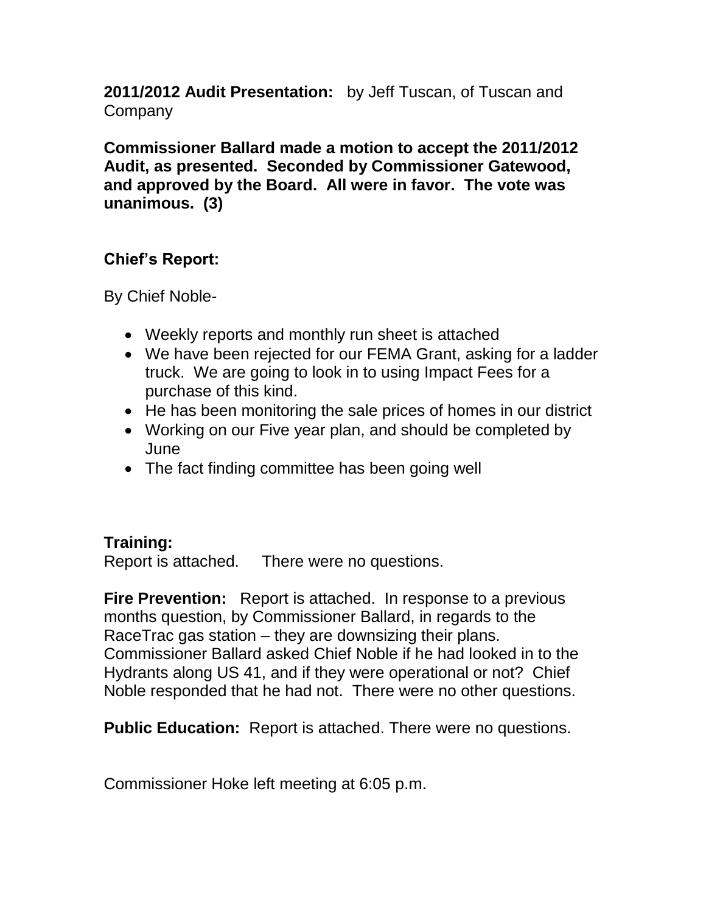**2011/2012 Audit Presentation:** by Jeff Tuscan, of Tuscan and Company

**Commissioner Ballard made a motion to accept the 2011/2012 Audit, as presented. Seconded by Commissioner Gatewood, and approved by the Board. All were in favor. The vote was unanimous. (3)**

**Chief's Report:**

By Chief Noble-

- Weekly reports and monthly run sheet is attached
- We have been rejected for our FEMA Grant, asking for a ladder truck. We are going to look in to using Impact Fees for a purchase of this kind.
- He has been monitoring the sale prices of homes in our district
- Working on our Five year plan, and should be completed by June
- The fact finding committee has been going well

**Training:**
Report is attached. There were no questions.

**Fire Prevention:** Report is attached. In response to a previous months question, by Commissioner Ballard, in regards to the RaceTrac gas station – they are downsizing their plans. Commissioner Ballard asked Chief Noble if he had looked in to the Hydrants along US 41, and if they were operational or not? Chief Noble responded that he had not. There were no other questions.

**Public Education:** Report is attached. There were no questions.

Commissioner Hoke left meeting at 6:05 p.m.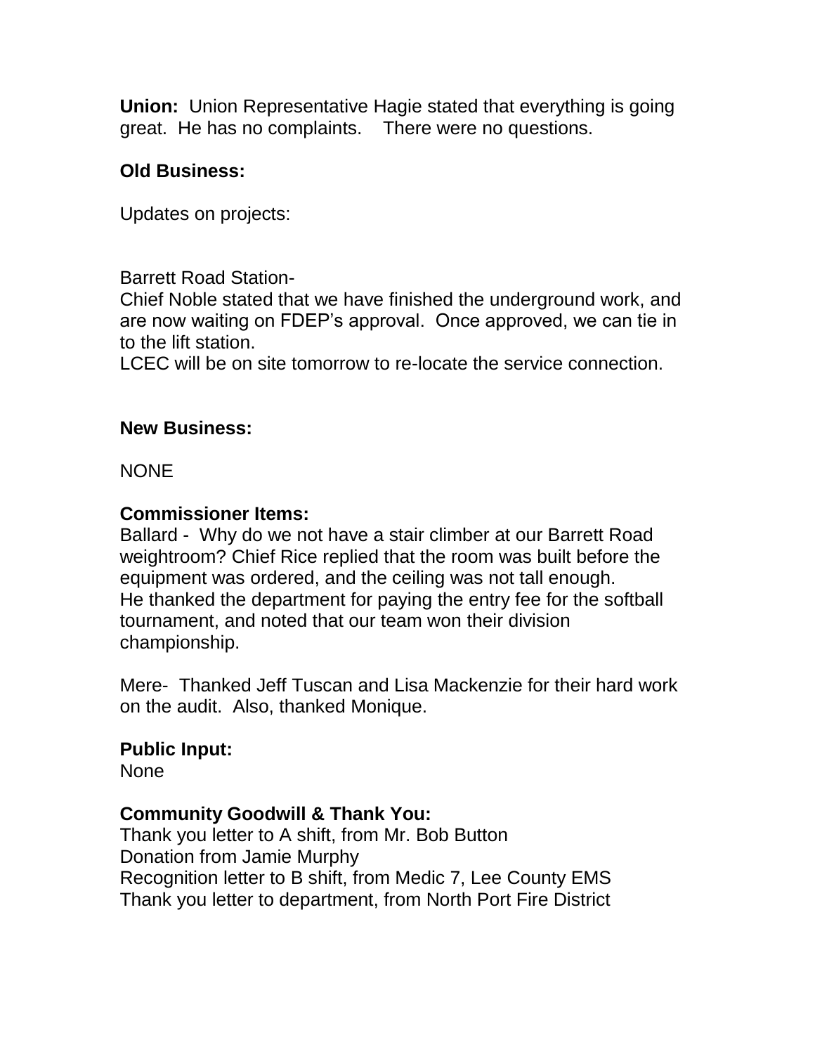**Union:** Union Representative Hagie stated that everything is going great. He has no complaints. There were no questions.

**Old Business:**

Updates on projects:

Barrett Road Station-
Chief Noble stated that we have finished the underground work, and are now waiting on FDEP's approval. Once approved, we can tie in to the lift station.
LCEC will be on site tomorrow to re-locate the service connection.

**New Business:**

NONE

**Commissioner Items:**
Ballard - Why do we not have a stair climber at our Barrett Road weightroom? Chief Rice replied that the room was built before the equipment was ordered, and the ceiling was not tall enough.
He thanked the department for paying the entry fee for the softball tournament, and noted that our team won their division championship.

Mere- Thanked Jeff Tuscan and Lisa Mackenzie for their hard work on the audit. Also, thanked Monique.

**Public Input:**
None

**Community Goodwill & Thank You:**
Thank you letter to A shift, from Mr. Bob Button
Donation from Jamie Murphy
Recognition letter to B shift, from Medic 7, Lee County EMS
Thank you letter to department, from North Port Fire District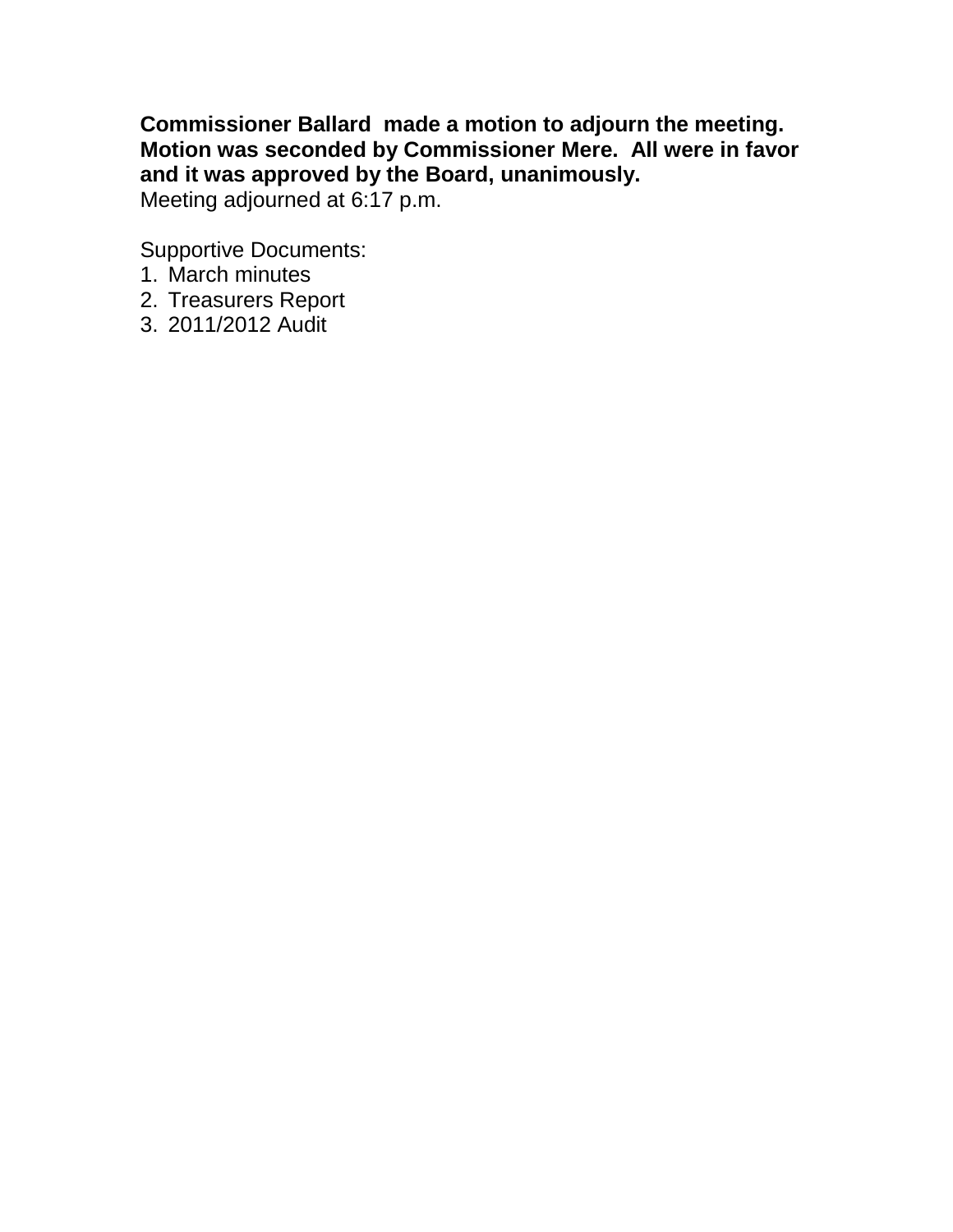**Commissioner Ballard made a motion to adjourn the meeting. Motion was seconded by Commissioner Mere. All were in favor and it was approved by the Board, unanimously.**
Meeting adjourned at 6:17 p.m.

Supportive Documents:
1. March minutes
2. Treasurers Report
3. 2011/2012 Audit